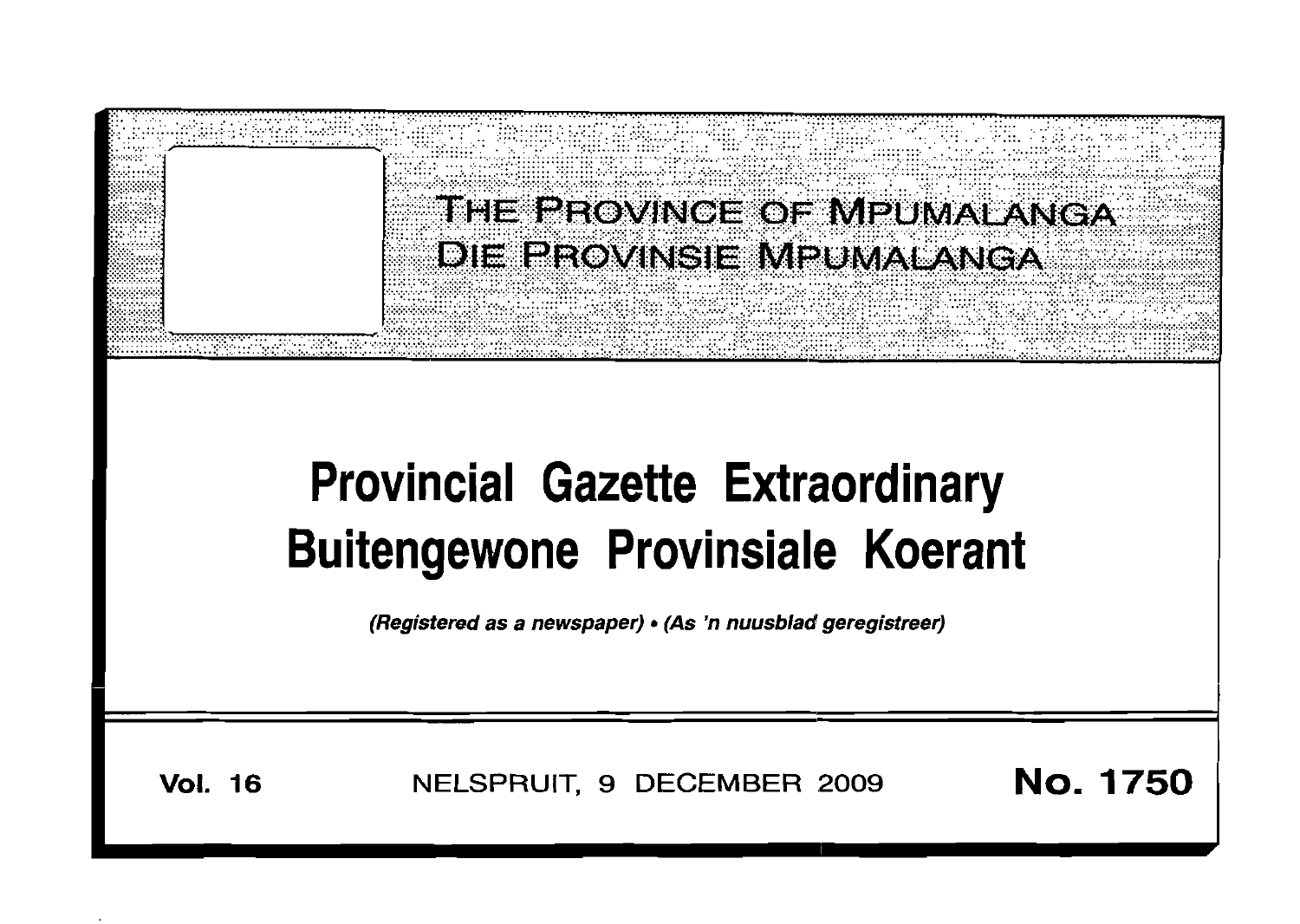# THE PROVINCE OF MPUMALANGA
# DIE PROVINSIE MPUMALANGA

# Provincial Gazette Extraordinary
# Buitengewone Provinsiale Koerant

*(Registered as a newspaper) • (As 'n nuusblad geregistreer)*

**Vol. 16** NELSPRUIT, 9 DECEMBER 2009 **No. 1750**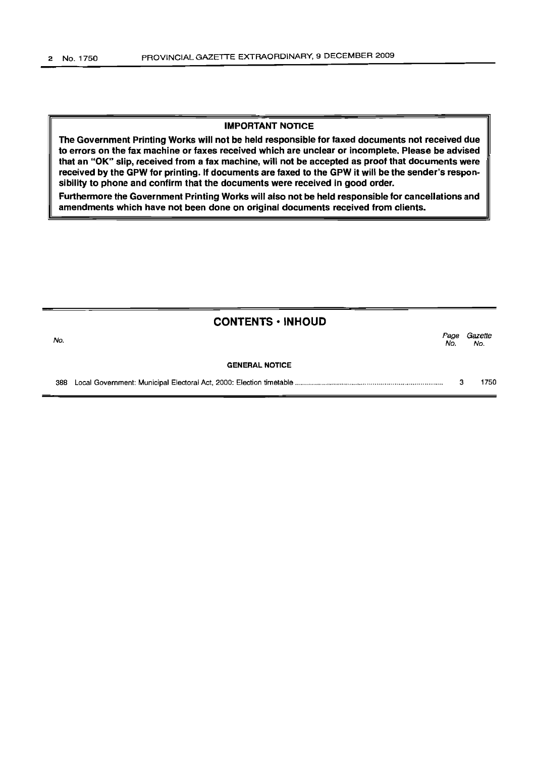**IMPORTANT NOTICE**

**The Government Printing Works will not be held responsible for faxed documents not received due to errors on the fax machine or faxes received which are unclear or incomplete. Please be advised that an "OK" slip, received from a fax machine, will not be accepted as proof that documents were received by the GPW for printing. If documents are faxed to the GPW it will be the sender's responsibility to phone and confirm that the documents were received in good order.**

**Furthermore the Government Printing Works will also not be held responsible for cancellations and amendments which have not been done on original documents received from clients.**

## CONTENTS · INHOUD

| No. | | Page No. | Gazette No. |
|---|---|---|---|
| | **GENERAL NOTICE** | | |
| 388 | Local Government: Municipal Electoral Act, 2000: Election timetable | 3 | 1750 |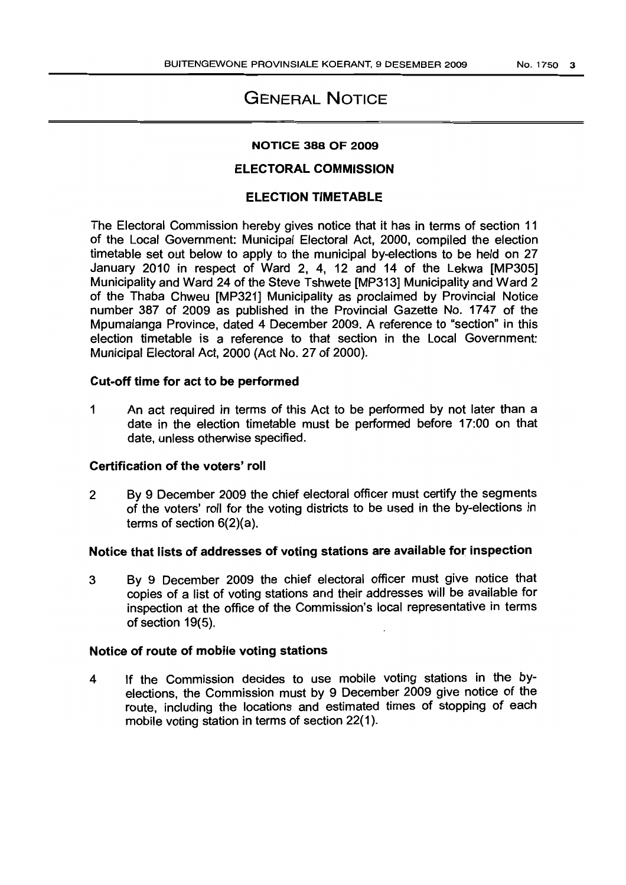# GENERAL NOTICE

## NOTICE 388 OF 2009

## ELECTORAL COMMISSION

## ELECTION TIMETABLE

The Electoral Commission hereby gives notice that it has in terms of section 11 of the Local Government: Municipal Electoral Act, 2000, compiled the election timetable set out below to apply to the municipal by-elections to be held on 27 January 2010 in respect of Ward 2, 4, 12 and 14 of the Lekwa [MP305] Municipality and Ward 24 of the Steve Tshwete [MP313] Municipality and Ward 2 of the Thaba Chweu [MP321] Municipality as proclaimed by Provincial Notice number 387 of 2009 as published in the Provincial Gazette No. 1747 of the Mpumalanga Province, dated 4 December 2009. A reference to "section" in this election timetable is a reference to that section in the Local Government: Municipal Electoral Act, 2000 (Act No. 27 of 2000).

### Cut-off time for act to be performed

1 An act required in terms of this Act to be performed by not later than a date in the election timetable must be performed before 17:00 on that date, unless otherwise specified.

### Certification of the voters' roll

2 By 9 December 2009 the chief electoral officer must certify the segments of the voters' roll for the voting districts to be used in the by-elections in terms of section 6(2)(a).

### Notice that lists of addresses of voting stations are available for inspection

3 By 9 December 2009 the chief electoral officer must give notice that copies of a list of voting stations and their addresses will be available for inspection at the office of the Commission's local representative in terms of section 19(5).

### Notice of route of mobile voting stations

4 If the Commission decides to use mobile voting stations in the by-elections, the Commission must by 9 December 2009 give notice of the route, including the locations and estimated times of stopping of each mobile voting station in terms of section 22(1).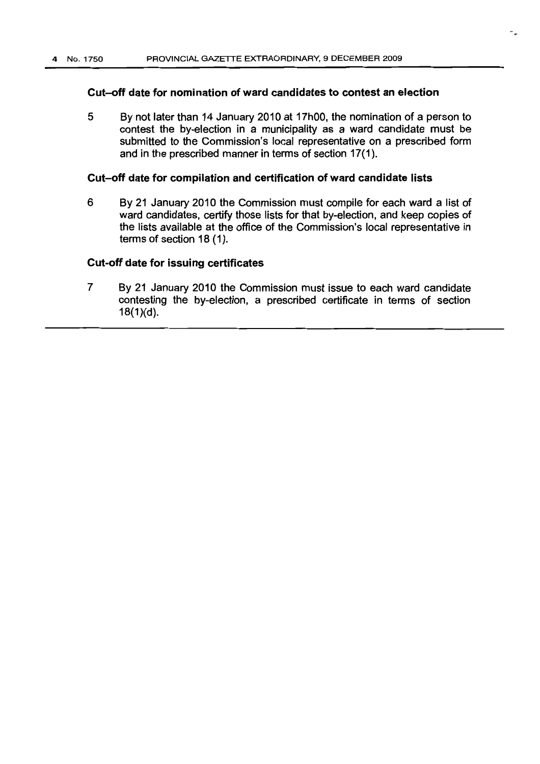### Cut–off date for nomination of ward candidates to contest an election

5 By not later than 14 January 2010 at 17h00, the nomination of a person to contest the by-election in a municipality as a ward candidate must be submitted to the Commission's local representative on a prescribed form and in the prescribed manner in terms of section 17(1).

### Cut–off date for compilation and certification of ward candidate lists

6 By 21 January 2010 the Commission must compile for each ward a list of ward candidates, certify those lists for that by-election, and keep copies of the lists available at the office of the Commission's local representative in terms of section 18 (1).

### Cut-off date for issuing certificates

7 By 21 January 2010 the Commission must issue to each ward candidate contesting the by-election, a prescribed certificate in terms of section 18(1)(d).